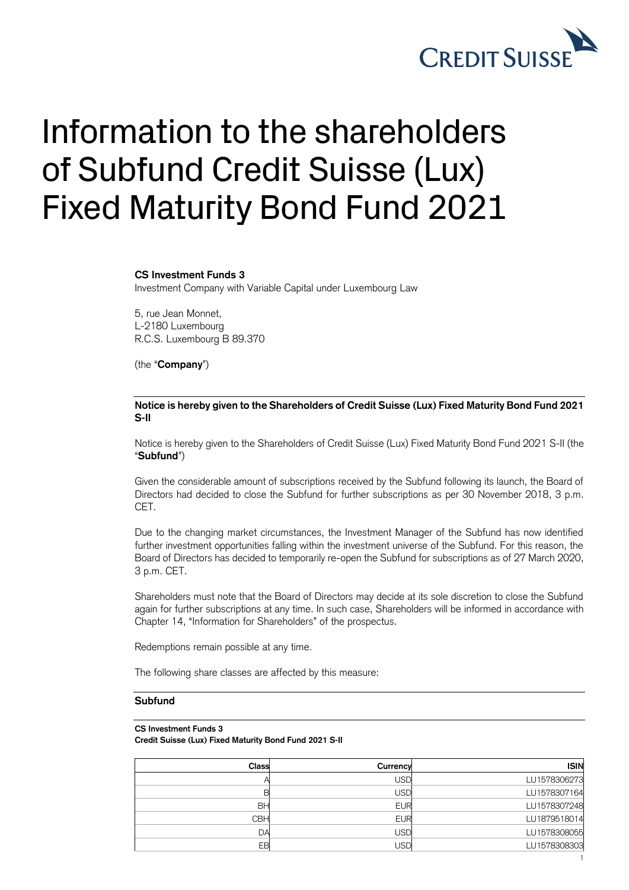# Information to the shareholders of Subfund Credit Suisse (Lux) Fixed Maturity Bond Fund 2021

**CS Investment Funds 3**
Investment Company with Variable Capital under Luxembourg Law

5, rue Jean Monnet,
L-2180 Luxembourg
R.C.S. Luxembourg B 89.370

(the "**Company**")

**Notice is hereby given to the Shareholders of Credit Suisse (Lux) Fixed Maturity Bond Fund 2021 S-II**

Notice is hereby given to the Shareholders of Credit Suisse (Lux) Fixed Maturity Bond Fund 2021 S-II (the "**Subfund**")

Given the considerable amount of subscriptions received by the Subfund following its launch, the Board of Directors had decided to close the Subfund for further subscriptions as per 30 November 2018, 3 p.m. CET.

Due to the changing market circumstances, the Investment Manager of the Subfund has now identified further investment opportunities falling within the investment universe of the Subfund. For this reason, the Board of Directors has decided to temporarily re-open the Subfund for subscriptions as of 27 March 2020, 3 p.m. CET.

Shareholders must note that the Board of Directors may decide at its sole discretion to close the Subfund again for further subscriptions at any time. In such case, Shareholders will be informed in accordance with Chapter 14, "Information for Shareholders" of the prospectus.

Redemptions remain possible at any time.

The following share classes are affected by this measure:

**Subfund**

**CS Investment Funds 3**
**Credit Suisse (Lux) Fixed Maturity Bond Fund 2021 S-II**

| Class | Currency | ISIN |
|---|---|---|
| A | USD | LU1578306273 |
| B | USD | LU1578307164 |
| BH | EUR | LU1578307248 |
| CBH | EUR | LU1879518014 |
| DA | USD | LU1578308055 |
| EB | USD | LU1578308303 |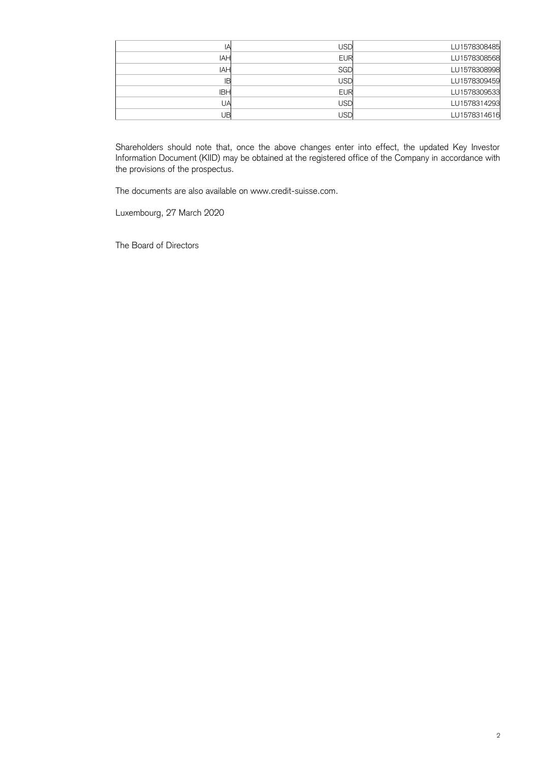| | | |
|---|---|---|
| IA | USD | LU1578308485 |
| IAH | EUR | LU1578308568 |
| IAH | SGD | LU1578308998 |
| IB | USD | LU1578309459 |
| IBH | EUR | LU1578309533 |
| UA | USD | LU1578314293 |
| UB | USD | LU1578314616 |

Shareholders should note that, once the above changes enter into effect, the updated Key Investor Information Document (KIID) may be obtained at the registered office of the Company in accordance with the provisions of the prospectus.

The documents are also available on www.credit-suisse.com.

Luxembourg, 27 March 2020

The Board of Directors